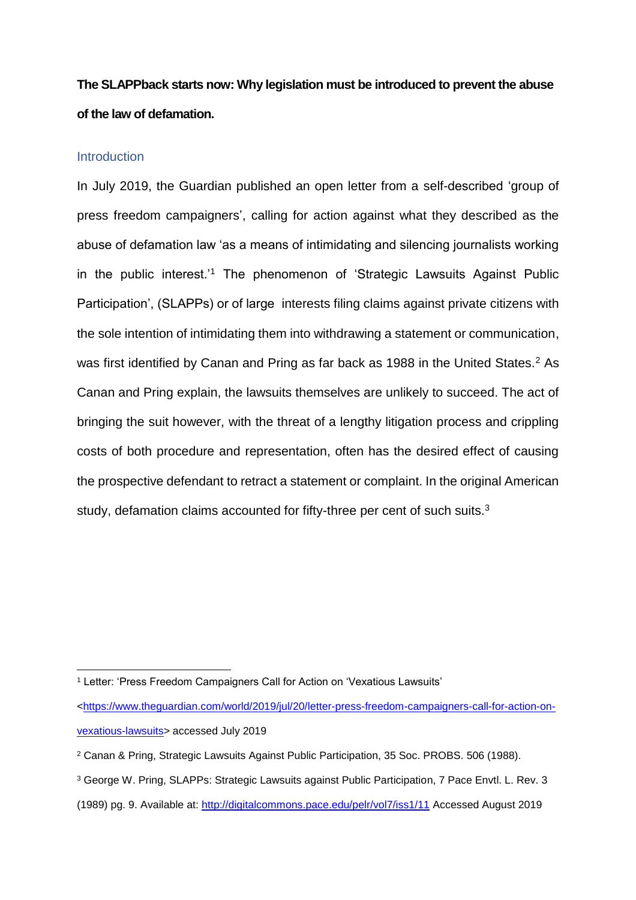**The SLAPPback starts now: Why legislation must be introduced to prevent the abuse of the law of defamation.**

## Introduction

In July 2019, the Guardian published an open letter from a self-described 'group of press freedom campaigners', calling for action against what they described as the abuse of defamation law 'as a means of intimidating and silencing journalists working in the public interest.'[1] The phenomenon of 'Strategic Lawsuits Against Public Participation', (SLAPPs) or of large interests filing claims against private citizens with the sole intention of intimidating them into withdrawing a statement or communication, was first identified by Canan and Pring as far back as 1988 in the United States.[2] As Canan and Pring explain, the lawsuits themselves are unlikely to succeed. The act of bringing the suit however, with the threat of a lengthy litigation process and crippling costs of both procedure and representation, often has the desired effect of causing the prospective defendant to retract a statement or complaint. In the original American study, defamation claims accounted for fifty-three per cent of such suits.[3]

---

[1] Letter: 'Press Freedom Campaigners Call for Action on 'Vexatious Lawsuits' <https://www.theguardian.com/world/2019/jul/20/letter-press-freedom-campaigners-call-for-action-on-vexatious-lawsuits> accessed July 2019

[2] Canan & Pring, Strategic Lawsuits Against Public Participation, 35 Soc. PROBS. 506 (1988).

[3] George W. Pring, SLAPPs: Strategic Lawsuits against Public Participation, 7 Pace Envtl. L. Rev. 3 (1989) pg. 9. Available at: http://digitalcommons.pace.edu/pelr/vol7/iss1/11 Accessed August 2019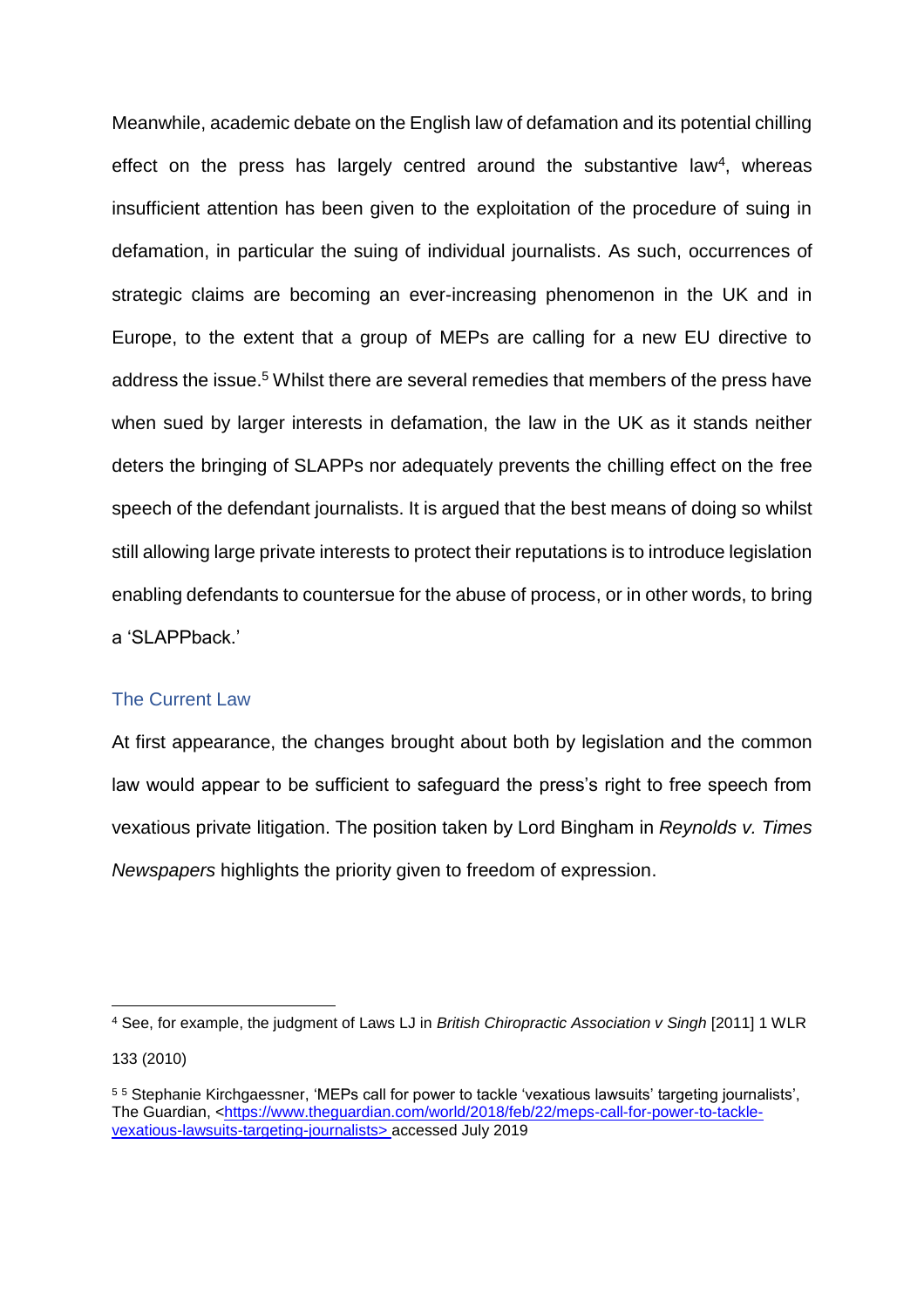Meanwhile, academic debate on the English law of defamation and its potential chilling effect on the press has largely centred around the substantive law[4], whereas insufficient attention has been given to the exploitation of the procedure of suing in defamation, in particular the suing of individual journalists. As such, occurrences of strategic claims are becoming an ever-increasing phenomenon in the UK and in Europe, to the extent that a group of MEPs are calling for a new EU directive to address the issue.[5] Whilst there are several remedies that members of the press have when sued by larger interests in defamation, the law in the UK as it stands neither deters the bringing of SLAPPs nor adequately prevents the chilling effect on the free speech of the defendant journalists. It is argued that the best means of doing so whilst still allowing large private interests to protect their reputations is to introduce legislation enabling defendants to countersue for the abuse of process, or in other words, to bring a 'SLAPPback.'

## The Current Law

At first appearance, the changes brought about both by legislation and the common law would appear to be sufficient to safeguard the press's right to free speech from vexatious private litigation. The position taken by Lord Bingham in *Reynolds v. Times Newspapers* highlights the priority given to freedom of expression.

---

[4] See, for example, the judgment of Laws LJ in *British Chiropractic Association v Singh* [2011] 1 WLR 133 (2010)

[5] [5] Stephanie Kirchgaessner, 'MEPs call for power to tackle 'vexatious lawsuits' targeting journalists', The Guardian, <https://www.theguardian.com/world/2018/feb/22/meps-call-for-power-to-tackle-vexatious-lawsuits-targeting-journalists> accessed July 2019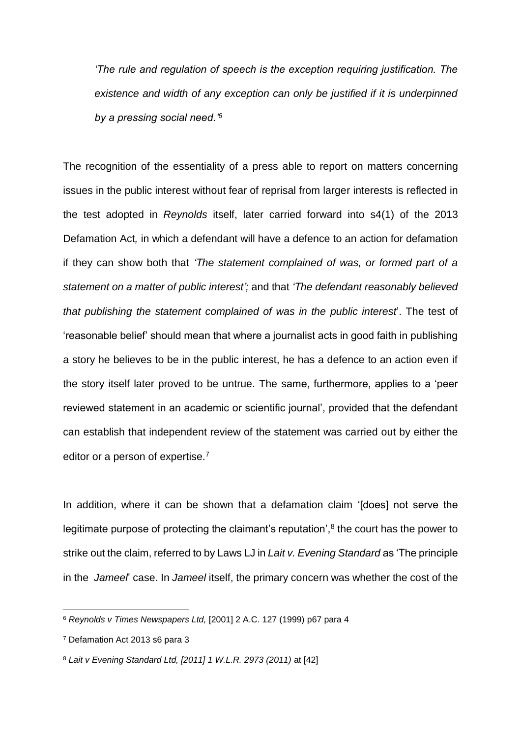> *'The rule and regulation of speech is the exception requiring justification. The existence and width of any exception can only be justified if it is underpinned by a pressing social need.'*[6]

The recognition of the essentiality of a press able to report on matters concerning issues in the public interest without fear of reprisal from larger interests is reflected in the test adopted in *Reynolds* itself, later carried forward into s4(1) of the 2013 Defamation Act*,* in which a defendant will have a defence to an action for defamation if they can show both that *'The statement complained of was, or formed part of a statement on a matter of public interest';* and that *'The defendant reasonably believed that publishing the statement complained of was in the public interest*'. The test of 'reasonable belief' should mean that where a journalist acts in good faith in publishing a story he believes to be in the public interest, he has a defence to an action even if the story itself later proved to be untrue. The same, furthermore, applies to a 'peer reviewed statement in an academic or scientific journal', provided that the defendant can establish that independent review of the statement was carried out by either the editor or a person of expertise.[7]

In addition, where it can be shown that a defamation claim '[does] not serve the legitimate purpose of protecting the claimant's reputation',[8] the court has the power to strike out the claim, referred to by Laws LJ in *Lait v. Evening Standard* as 'The principle in the *Jameel*' case. In *Jameel* itself, the primary concern was whether the cost of the

---

[6] *Reynolds v Times Newspapers Ltd,* [2001] 2 A.C. 127 (1999) p67 para 4

[7] Defamation Act 2013 s6 para 3

[8] *Lait v Evening Standard Ltd, [2011] 1 W.L.R. 2973 (2011)* at [42]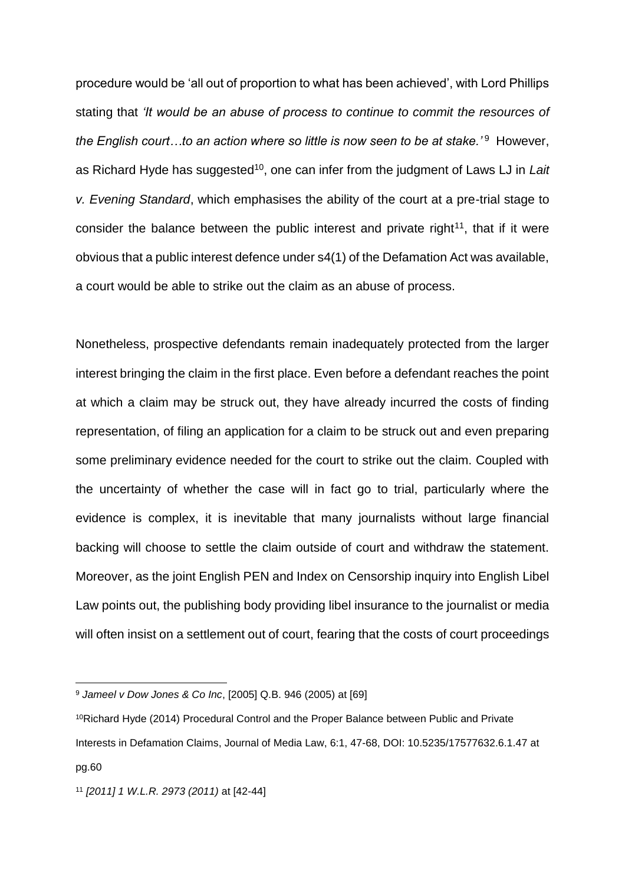procedure would be 'all out of proportion to what has been achieved', with Lord Phillips stating that *'It would be an abuse of process to continue to commit the resources of the English court…to an action where so little is now seen to be at stake.'*[9] However, as Richard Hyde has suggested[10], one can infer from the judgment of Laws LJ in *Lait v. Evening Standard*, which emphasises the ability of the court at a pre-trial stage to consider the balance between the public interest and private right[11], that if it were obvious that a public interest defence under s4(1) of the Defamation Act was available, a court would be able to strike out the claim as an abuse of process.

Nonetheless, prospective defendants remain inadequately protected from the larger interest bringing the claim in the first place. Even before a defendant reaches the point at which a claim may be struck out, they have already incurred the costs of finding representation, of filing an application for a claim to be struck out and even preparing some preliminary evidence needed for the court to strike out the claim. Coupled with the uncertainty of whether the case will in fact go to trial, particularly where the evidence is complex, it is inevitable that many journalists without large financial backing will choose to settle the claim outside of court and withdraw the statement. Moreover, as the joint English PEN and Index on Censorship inquiry into English Libel Law points out, the publishing body providing libel insurance to the journalist or media will often insist on a settlement out of court, fearing that the costs of court proceedings

---

[9] *Jameel v Dow Jones & Co Inc*, [2005] Q.B. 946 (2005) at [69]

[10] Richard Hyde (2014) Procedural Control and the Proper Balance between Public and Private Interests in Defamation Claims, Journal of Media Law, 6:1, 47-68, DOI: 10.5235/17577632.6.1.47 at pg.60

[11] *[2011] 1 W.L.R. 2973 (2011)* at [42-44]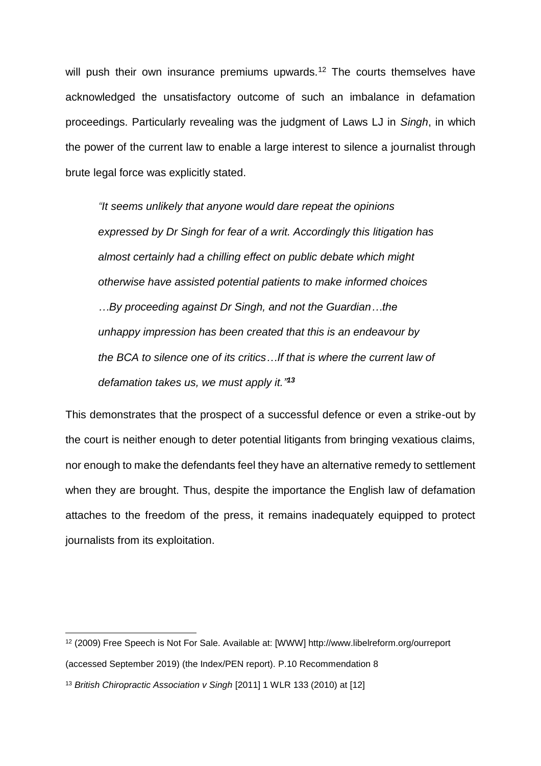will push their own insurance premiums upwards.[12] The courts themselves have acknowledged the unsatisfactory outcome of such an imbalance in defamation proceedings. Particularly revealing was the judgment of Laws LJ in *Singh*, in which the power of the current law to enable a large interest to silence a journalist through brute legal force was explicitly stated.

> *"It seems unlikely that anyone would dare repeat the opinions expressed by Dr Singh for fear of a writ. Accordingly this litigation has almost certainly had a chilling effect on public debate which might otherwise have assisted potential patients to make informed choices …By proceeding against Dr Singh, and not the Guardian…the unhappy impression has been created that this is an endeavour by the BCA to silence one of its critics…If that is where the current law of defamation takes us, we must apply it."*[13]

This demonstrates that the prospect of a successful defence or even a strike-out by the court is neither enough to deter potential litigants from bringing vexatious claims, nor enough to make the defendants feel they have an alternative remedy to settlement when they are brought. Thus, despite the importance the English law of defamation attaches to the freedom of the press, it remains inadequately equipped to protect journalists from its exploitation.

---

[12] (2009) Free Speech is Not For Sale. Available at: [WWW] http://www.libelreform.org/ourreport (accessed September 2019) (the Index/PEN report). P.10 Recommendation 8

[13] *British Chiropractic Association v Singh* [2011] 1 WLR 133 (2010) at [12]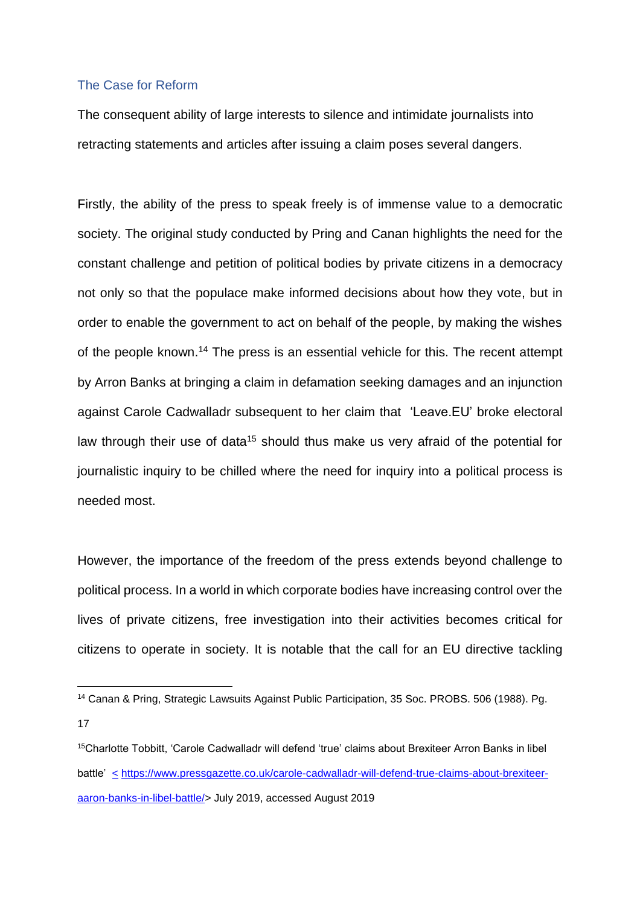## The Case for Reform

The consequent ability of large interests to silence and intimidate journalists into retracting statements and articles after issuing a claim poses several dangers.

Firstly, the ability of the press to speak freely is of immense value to a democratic society. The original study conducted by Pring and Canan highlights the need for the constant challenge and petition of political bodies by private citizens in a democracy not only so that the populace make informed decisions about how they vote, but in order to enable the government to act on behalf of the people, by making the wishes of the people known.[14] The press is an essential vehicle for this. The recent attempt by Arron Banks at bringing a claim in defamation seeking damages and an injunction against Carole Cadwalladr subsequent to her claim that 'Leave.EU' broke electoral law through their use of data[15] should thus make us very afraid of the potential for journalistic inquiry to be chilled where the need for inquiry into a political process is needed most.

However, the importance of the freedom of the press extends beyond challenge to political process. In a world in which corporate bodies have increasing control over the lives of private citizens, free investigation into their activities becomes critical for citizens to operate in society. It is notable that the call for an EU directive tackling

---

[14] Canan & Pring, Strategic Lawsuits Against Public Participation, 35 Soc. PROBS. 506 (1988). Pg. 17

[15] Charlotte Tobbitt, 'Carole Cadwalladr will defend 'true' claims about Brexiteer Arron Banks in libel battle' < https://www.pressgazette.co.uk/carole-cadwalladr-will-defend-true-claims-about-brexiteer-aaron-banks-in-libel-battle/> July 2019, accessed August 2019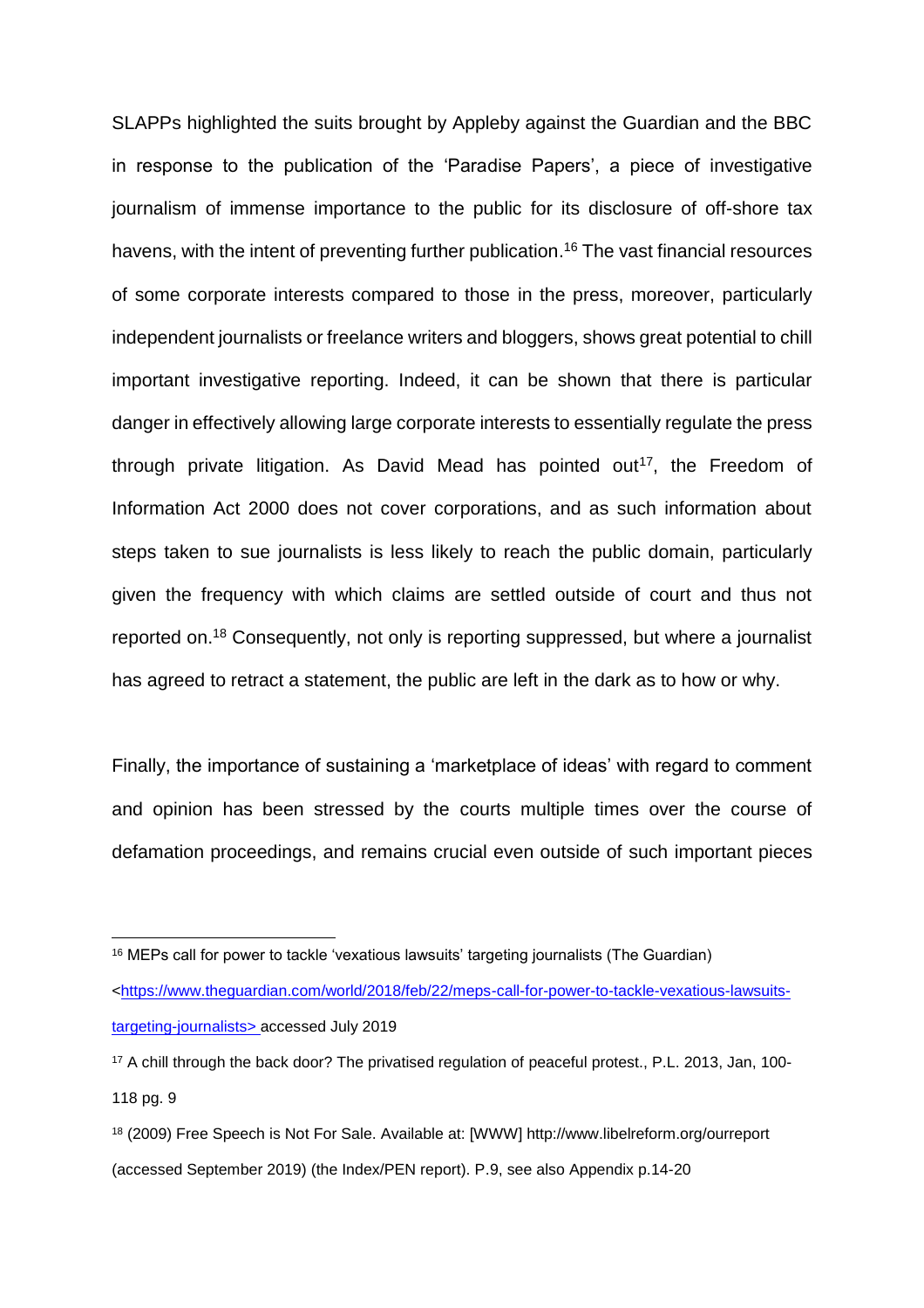SLAPPs highlighted the suits brought by Appleby against the Guardian and the BBC in response to the publication of the 'Paradise Papers', a piece of investigative journalism of immense importance to the public for its disclosure of off-shore tax havens, with the intent of preventing further publication.[16] The vast financial resources of some corporate interests compared to those in the press, moreover, particularly independent journalists or freelance writers and bloggers, shows great potential to chill important investigative reporting. Indeed, it can be shown that there is particular danger in effectively allowing large corporate interests to essentially regulate the press through private litigation. As David Mead has pointed out[17], the Freedom of Information Act 2000 does not cover corporations, and as such information about steps taken to sue journalists is less likely to reach the public domain, particularly given the frequency with which claims are settled outside of court and thus not reported on.[18] Consequently, not only is reporting suppressed, but where a journalist has agreed to retract a statement, the public are left in the dark as to how or why.

Finally, the importance of sustaining a 'marketplace of ideas' with regard to comment and opinion has been stressed by the courts multiple times over the course of defamation proceedings, and remains crucial even outside of such important pieces

---

[16] MEPs call for power to tackle 'vexatious lawsuits' targeting journalists (The Guardian) <https://www.theguardian.com/world/2018/feb/22/meps-call-for-power-to-tackle-vexatious-lawsuits-targeting-journalists> accessed July 2019

[17] A chill through the back door? The privatised regulation of peaceful protest., P.L. 2013, Jan, 100-118 pg. 9

[18] (2009) Free Speech is Not For Sale. Available at: [WWW] http://www.libelreform.org/ourreport (accessed September 2019) (the Index/PEN report). P.9, see also Appendix p.14-20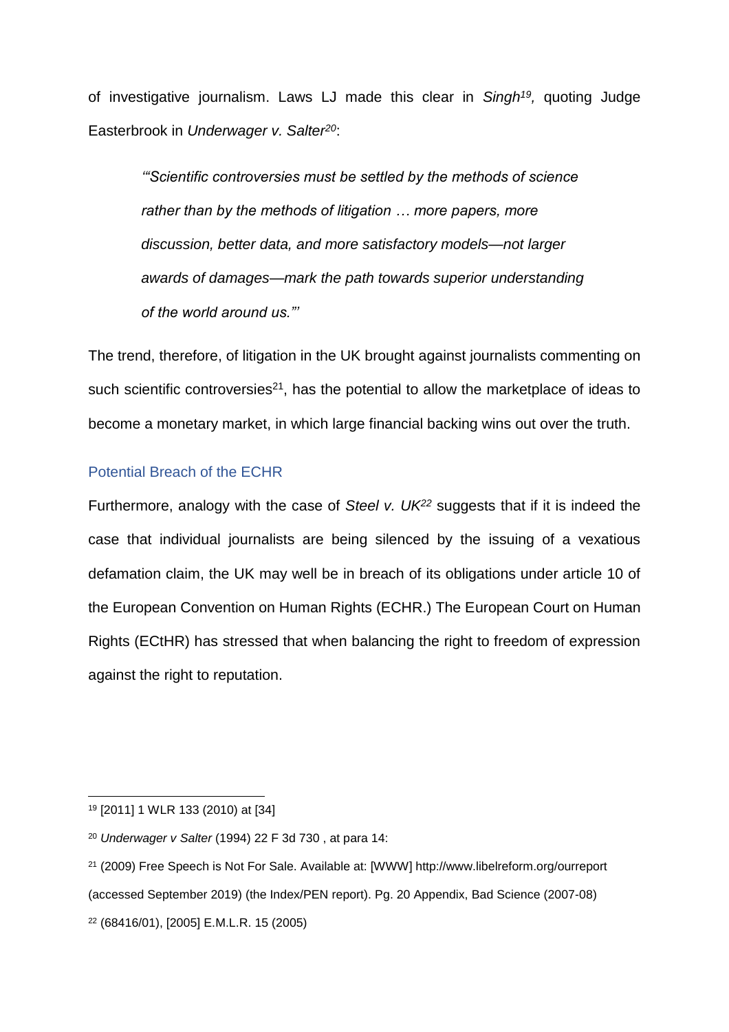of investigative journalism. Laws LJ made this clear in *Singh*[19], quoting Judge Easterbrook in *Underwager v. Salter*[20]:

> *'"Scientific controversies must be settled by the methods of science rather than by the methods of litigation … more papers, more discussion, better data, and more satisfactory models—not larger awards of damages—mark the path towards superior understanding of the world around us."'*

The trend, therefore, of litigation in the UK brought against journalists commenting on such scientific controversies[21], has the potential to allow the marketplace of ideas to become a monetary market, in which large financial backing wins out over the truth.

## Potential Breach of the ECHR

Furthermore, analogy with the case of *Steel v. UK*[22] suggests that if it is indeed the case that individual journalists are being silenced by the issuing of a vexatious defamation claim, the UK may well be in breach of its obligations under article 10 of the European Convention on Human Rights (ECHR.) The European Court on Human Rights (ECtHR) has stressed that when balancing the right to freedom of expression against the right to reputation.

---

[19] [2011] 1 WLR 133 (2010) at [34]

[20] *Underwager v Salter* (1994) 22 F 3d 730 , at para 14:

[21] (2009) Free Speech is Not For Sale. Available at: [WWW] http://www.libelreform.org/ourreport (accessed September 2019) (the Index/PEN report). Pg. 20 Appendix, Bad Science (2007-08)

[22] (68416/01), [2005] E.M.L.R. 15 (2005)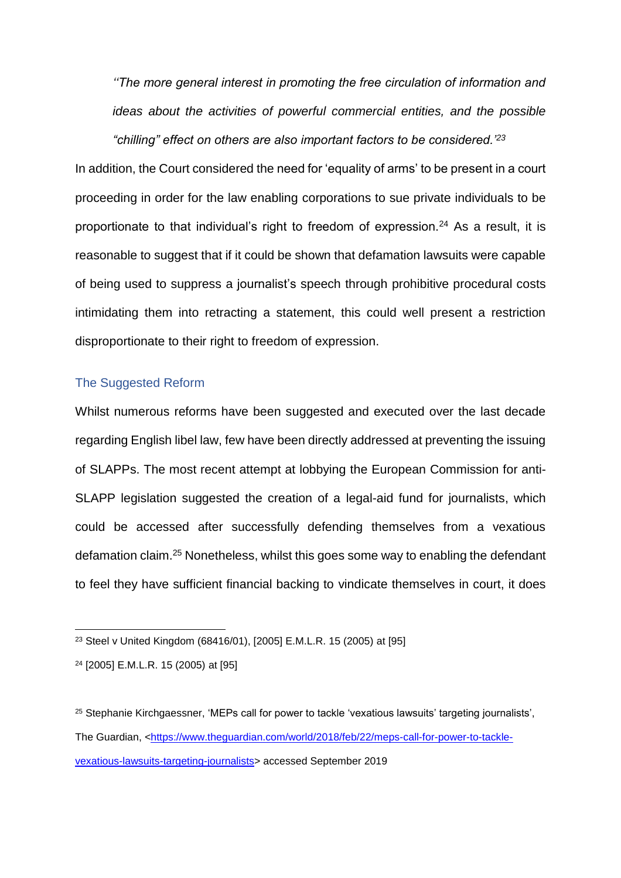*''The more general interest in promoting the free circulation of information and ideas about the activities of powerful commercial entities, and the possible "chilling" effect on others are also important factors to be considered.'*[23]

In addition, the Court considered the need for 'equality of arms' to be present in a court proceeding in order for the law enabling corporations to sue private individuals to be proportionate to that individual's right to freedom of expression.[24] As a result, it is reasonable to suggest that if it could be shown that defamation lawsuits were capable of being used to suppress a journalist's speech through prohibitive procedural costs intimidating them into retracting a statement, this could well present a restriction disproportionate to their right to freedom of expression.

## The Suggested Reform

Whilst numerous reforms have been suggested and executed over the last decade regarding English libel law, few have been directly addressed at preventing the issuing of SLAPPs. The most recent attempt at lobbying the European Commission for anti-SLAPP legislation suggested the creation of a legal-aid fund for journalists, which could be accessed after successfully defending themselves from a vexatious defamation claim.[25] Nonetheless, whilst this goes some way to enabling the defendant to feel they have sufficient financial backing to vindicate themselves in court, it does

---

[23] Steel v United Kingdom (68416/01), [2005] E.M.L.R. 15 (2005) at [95]

[24] [2005] E.M.L.R. 15 (2005) at [95]

[25] Stephanie Kirchgaessner, 'MEPs call for power to tackle 'vexatious lawsuits' targeting journalists', The Guardian, <https://www.theguardian.com/world/2018/feb/22/meps-call-for-power-to-tackle-vexatious-lawsuits-targeting-journalists> accessed September 2019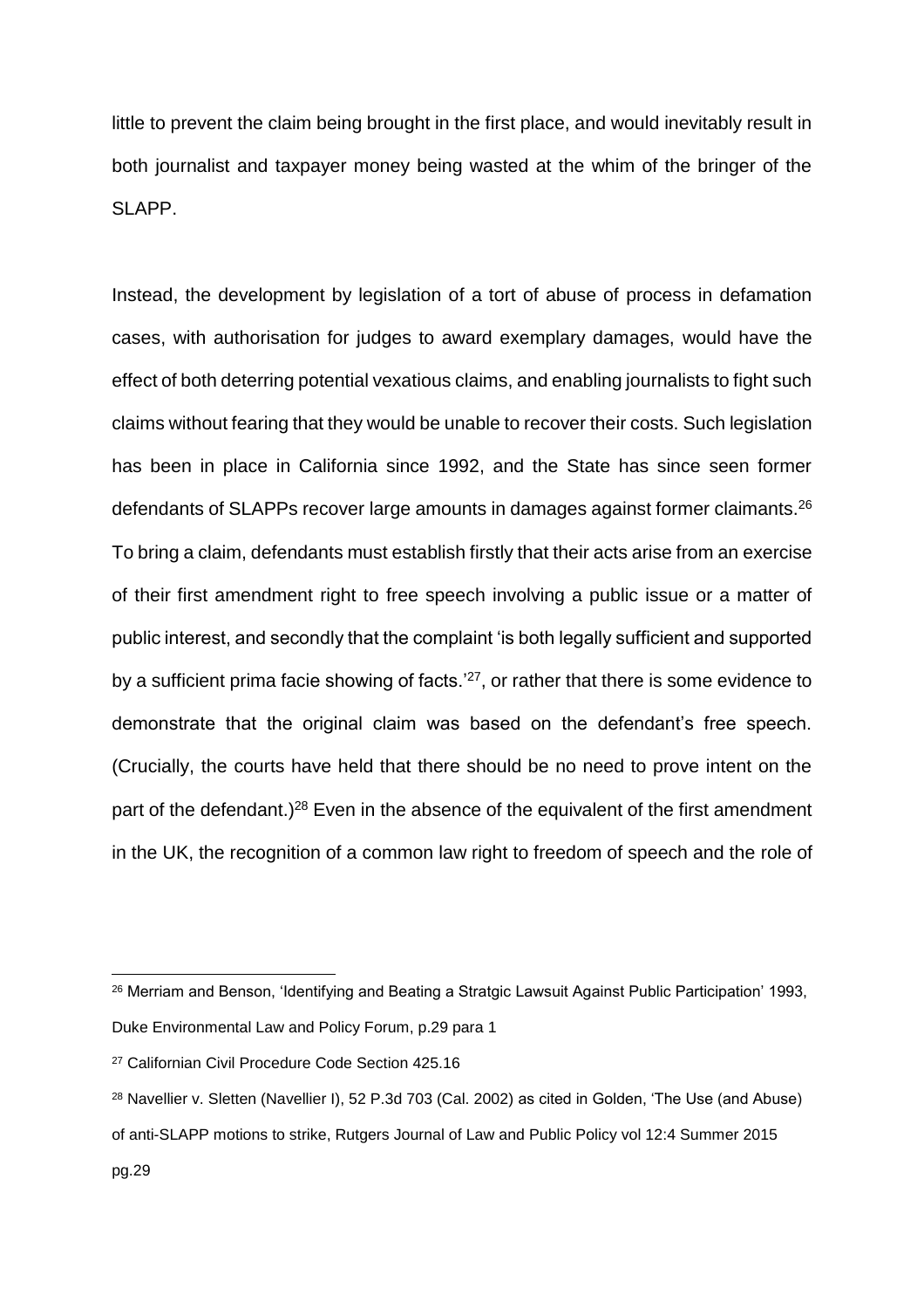little to prevent the claim being brought in the first place, and would inevitably result in both journalist and taxpayer money being wasted at the whim of the bringer of the SLAPP.

Instead, the development by legislation of a tort of abuse of process in defamation cases, with authorisation for judges to award exemplary damages, would have the effect of both deterring potential vexatious claims, and enabling journalists to fight such claims without fearing that they would be unable to recover their costs. Such legislation has been in place in California since 1992, and the State has since seen former defendants of SLAPPs recover large amounts in damages against former claimants.[26] To bring a claim, defendants must establish firstly that their acts arise from an exercise of their first amendment right to free speech involving a public issue or a matter of public interest, and secondly that the complaint 'is both legally sufficient and supported by a sufficient prima facie showing of facts.'[27], or rather that there is some evidence to demonstrate that the original claim was based on the defendant's free speech. (Crucially, the courts have held that there should be no need to prove intent on the part of the defendant.)[28] Even in the absence of the equivalent of the first amendment in the UK, the recognition of a common law right to freedom of speech and the role of

---

[26] Merriam and Benson, 'Identifying and Beating a Stratgic Lawsuit Against Public Participation' 1993, Duke Environmental Law and Policy Forum, p.29 para 1

[27] Californian Civil Procedure Code Section 425.16

[28] Navellier v. Sletten (Navellier I), 52 P.3d 703 (Cal. 2002) as cited in Golden, 'The Use (and Abuse) of anti-SLAPP motions to strike, Rutgers Journal of Law and Public Policy vol 12:4 Summer 2015 pg.29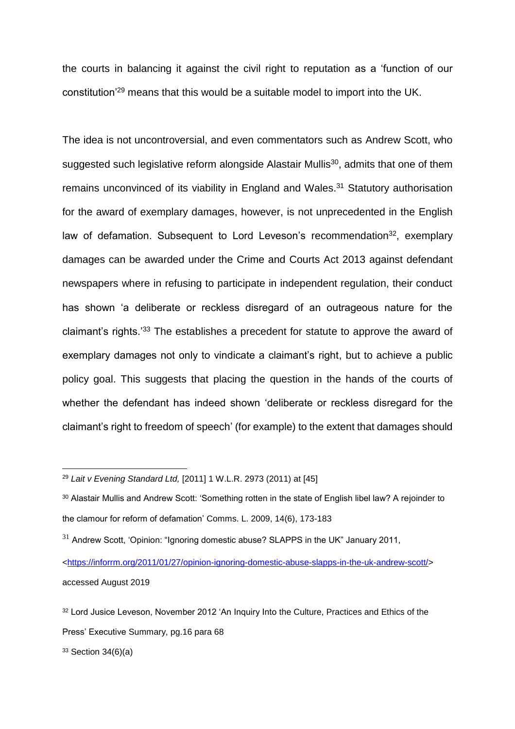the courts in balancing it against the civil right to reputation as a 'function of our constitution'[29] means that this would be a suitable model to import into the UK.

The idea is not uncontroversial, and even commentators such as Andrew Scott, who suggested such legislative reform alongside Alastair Mullis[30], admits that one of them remains unconvinced of its viability in England and Wales.[31] Statutory authorisation for the award of exemplary damages, however, is not unprecedented in the English law of defamation. Subsequent to Lord Leveson's recommendation[32], exemplary damages can be awarded under the Crime and Courts Act 2013 against defendant newspapers where in refusing to participate in independent regulation, their conduct has shown 'a deliberate or reckless disregard of an outrageous nature for the claimant's rights.'[33] The establishes a precedent for statute to approve the award of exemplary damages not only to vindicate a claimant's right, but to achieve a public policy goal. This suggests that placing the question in the hands of the courts of whether the defendant has indeed shown 'deliberate or reckless disregard for the claimant's right to freedom of speech' (for example) to the extent that damages should

---

[29] *Lait v Evening Standard Ltd,* [2011] 1 W.L.R. 2973 (2011) at [45]

[30] Alastair Mullis and Andrew Scott: 'Something rotten in the state of English libel law? A rejoinder to the clamour for reform of defamation' Comms. L. 2009, 14(6), 173-183

[31] Andrew Scott, 'Opinion: "Ignoring domestic abuse? SLAPPS in the UK" January 2011, <https://inforrm.org/2011/01/27/opinion-ignoring-domestic-abuse-slapps-in-the-uk-andrew-scott/> accessed August 2019

[32] Lord Jusice Leveson, November 2012 'An Inquiry Into the Culture, Practices and Ethics of the Press' Executive Summary, pg.16 para 68

[33] Section 34(6)(a)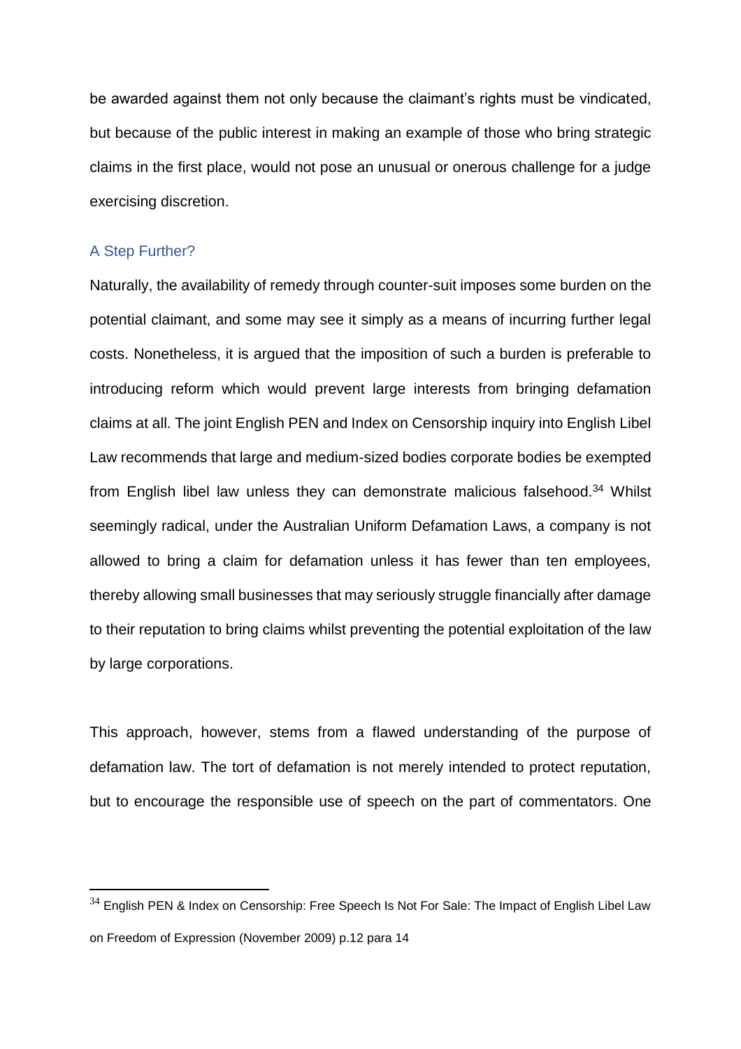be awarded against them not only because the claimant's rights must be vindicated, but because of the public interest in making an example of those who bring strategic claims in the first place, would not pose an unusual or onerous challenge for a judge exercising discretion.

## A Step Further?

Naturally, the availability of remedy through counter-suit imposes some burden on the potential claimant, and some may see it simply as a means of incurring further legal costs. Nonetheless, it is argued that the imposition of such a burden is preferable to introducing reform which would prevent large interests from bringing defamation claims at all. The joint English PEN and Index on Censorship inquiry into English Libel Law recommends that large and medium-sized bodies corporate bodies be exempted from English libel law unless they can demonstrate malicious falsehood.[34] Whilst seemingly radical, under the Australian Uniform Defamation Laws, a company is not allowed to bring a claim for defamation unless it has fewer than ten employees, thereby allowing small businesses that may seriously struggle financially after damage to their reputation to bring claims whilst preventing the potential exploitation of the law by large corporations.

This approach, however, stems from a flawed understanding of the purpose of defamation law. The tort of defamation is not merely intended to protect reputation, but to encourage the responsible use of speech on the part of commentators. One

[34] English PEN & Index on Censorship: Free Speech Is Not For Sale: The Impact of English Libel Law on Freedom of Expression (November 2009) p.12 para 14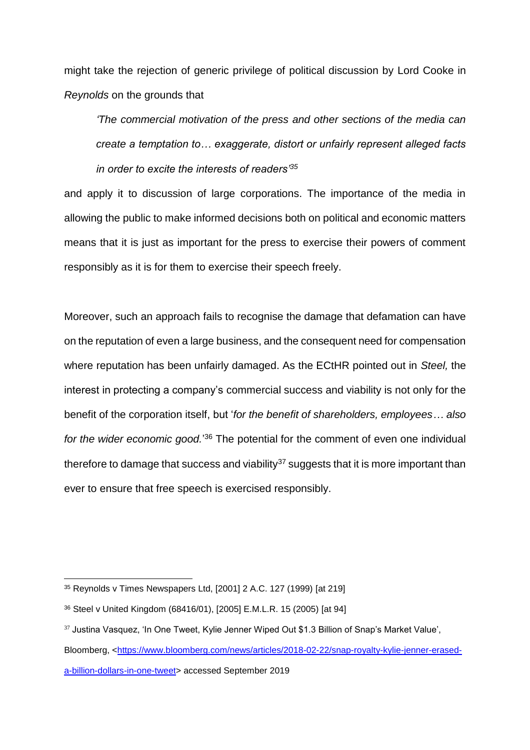might take the rejection of generic privilege of political discussion by Lord Cooke in *Reynolds* on the grounds that

> *'The commercial motivation of the press and other sections of the media can create a temptation to… exaggerate, distort or unfairly represent alleged facts in order to excite the interests of readers'*[35]

and apply it to discussion of large corporations. The importance of the media in allowing the public to make informed decisions both on political and economic matters means that it is just as important for the press to exercise their powers of comment responsibly as it is for them to exercise their speech freely.

Moreover, such an approach fails to recognise the damage that defamation can have on the reputation of even a large business, and the consequent need for compensation where reputation has been unfairly damaged. As the ECtHR pointed out in *Steel,* the interest in protecting a company's commercial success and viability is not only for the benefit of the corporation itself, but '*for the benefit of shareholders, employees… also for the wider economic good.*'[36] The potential for the comment of even one individual therefore to damage that success and viability[37] suggests that it is more important than ever to ensure that free speech is exercised responsibly.

---

[35] Reynolds v Times Newspapers Ltd, [2001] 2 A.C. 127 (1999) [at 219]

[36] Steel v United Kingdom (68416/01), [2005] E.M.L.R. 15 (2005) [at 94]

[37] Justina Vasquez, 'In One Tweet, Kylie Jenner Wiped Out $1.3 Billion of Snap's Market Value', Bloomberg, <https://www.bloomberg.com/news/articles/2018-02-22/snap-royalty-kylie-jenner-erased-a-billion-dollars-in-one-tweet> accessed September 2019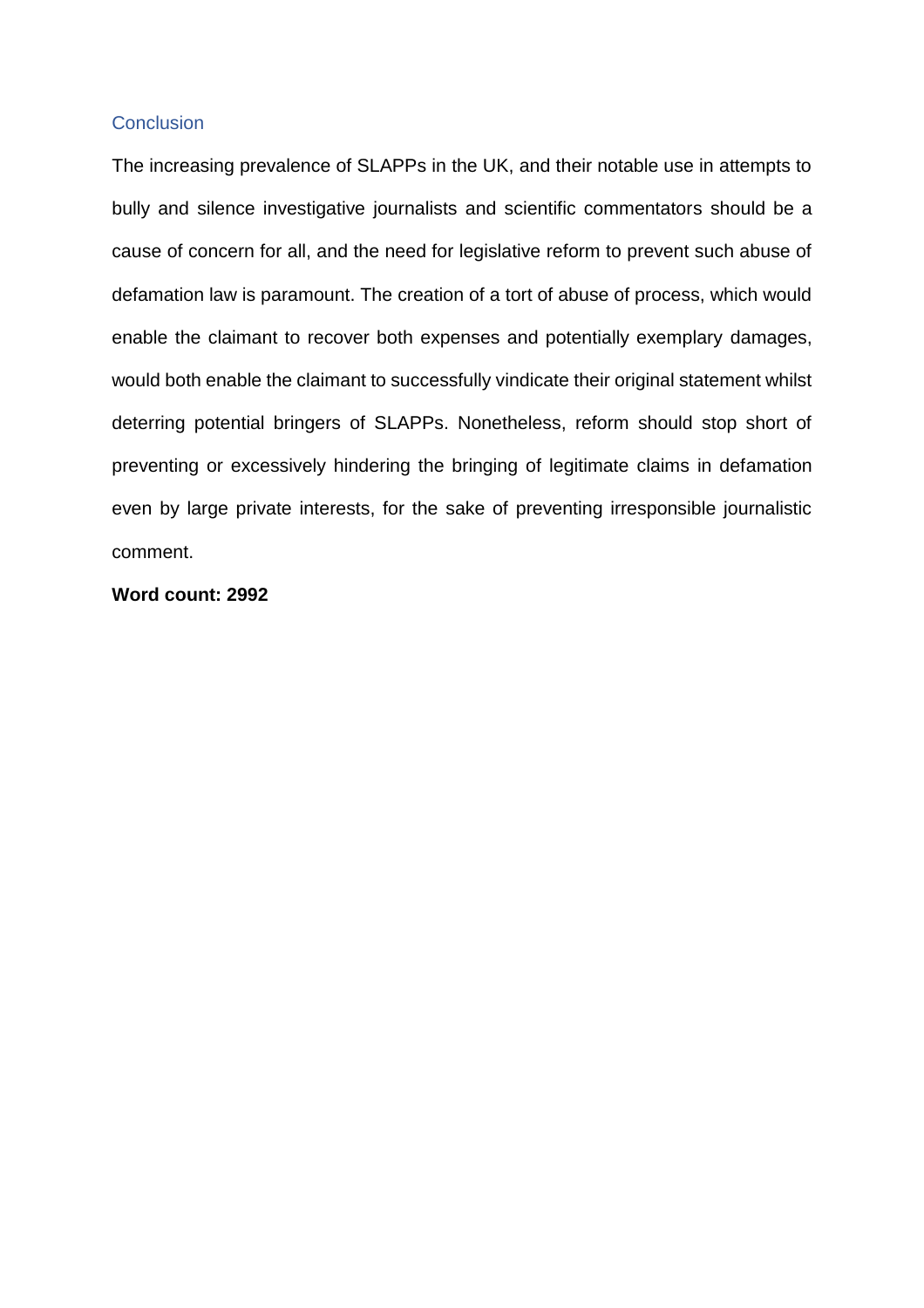## Conclusion

The increasing prevalence of SLAPPs in the UK, and their notable use in attempts to bully and silence investigative journalists and scientific commentators should be a cause of concern for all, and the need for legislative reform to prevent such abuse of defamation law is paramount. The creation of a tort of abuse of process, which would enable the claimant to recover both expenses and potentially exemplary damages, would both enable the claimant to successfully vindicate their original statement whilst deterring potential bringers of SLAPPs. Nonetheless, reform should stop short of preventing or excessively hindering the bringing of legitimate claims in defamation even by large private interests, for the sake of preventing irresponsible journalistic comment.

**Word count: 2992**